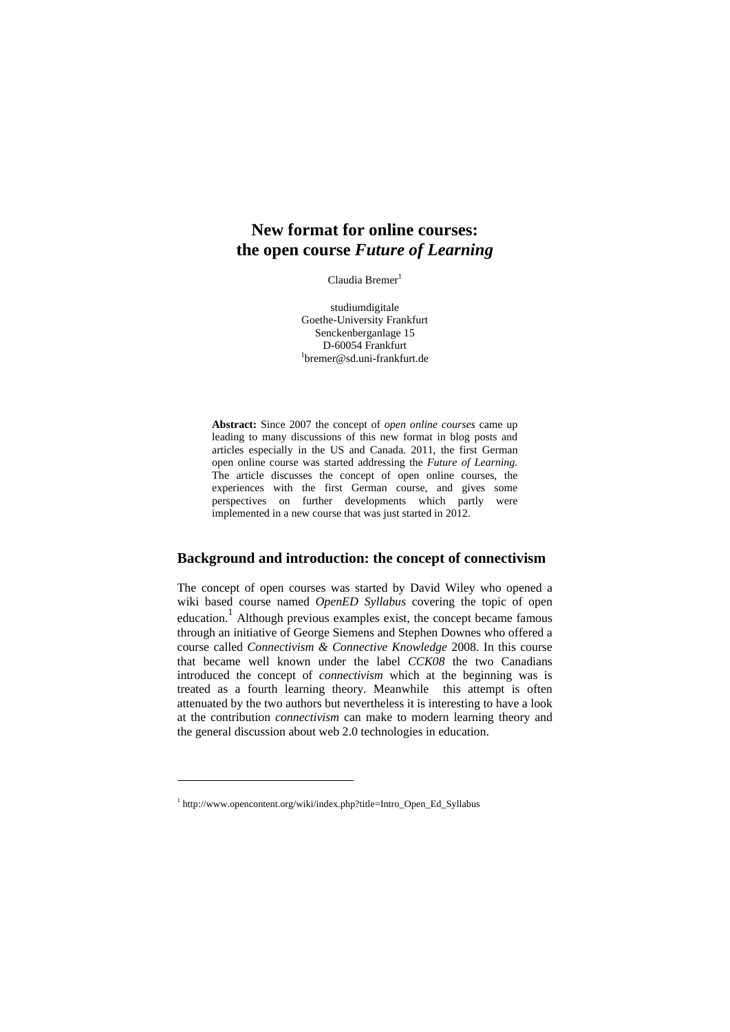# New format for online courses: the open course *Future of Learning*

Claudia Bremer[1]

studiumdigitale
Goethe-University Frankfurt
Senckenberganlage 15
D-60054 Frankfurt
[1]bremer@sd.uni-frankfurt.de

**Abstract:** Since 2007 the concept of *open online courses* came up leading to many discussions of this new format in blog posts and articles especially in the US and Canada. 2011, the first German open online course was started addressing the *Future of Learning.* The article discusses the concept of open online courses, the experiences with the first German course, and gives some perspectives on further developments which partly were implemented in a new course that was just started in 2012.

## Background and introduction: the concept of connectivism

The concept of open courses was started by David Wiley who opened a wiki based course named *OpenED Syllabus* covering the topic of open education.[1] Although previous examples exist, the concept became famous through an initiative of George Siemens and Stephen Downes who offered a course called *Connectivism & Connective Knowledge* 2008. In this course that became well known under the label *CCK08* the two Canadians introduced the concept of *connectivism* which at the beginning was is treated as a fourth learning theory. Meanwhile this attempt is often attenuated by the two authors but nevertheless it is interesting to have a look at the contribution *connectivism* can make to modern learning theory and the general discussion about web 2.0 technologies in education.

---

[1] http://www.opencontent.org/wiki/index.php?title=Intro_Open_Ed_Syllabus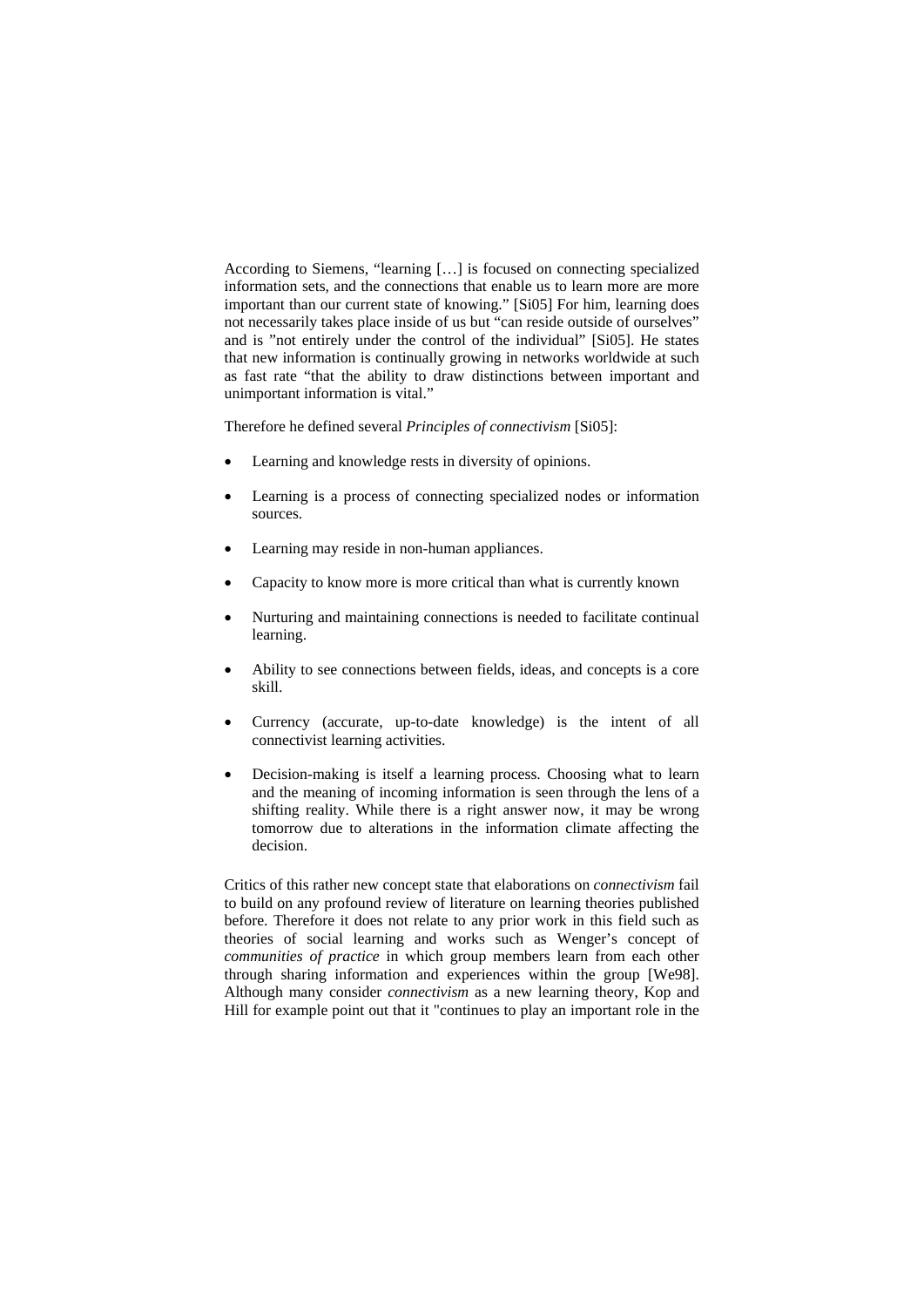According to Siemens, "learning […] is focused on connecting specialized information sets, and the connections that enable us to learn more are more important than our current state of knowing." [Si05] For him, learning does not necessarily takes place inside of us but "can reside outside of ourselves" and is "not entirely under the control of the individual" [Si05]. He states that new information is continually growing in networks worldwide at such as fast rate "that the ability to draw distinctions between important and unimportant information is vital."

Therefore he defined several *Principles of connectivism* [Si05]:

- Learning and knowledge rests in diversity of opinions.
- Learning is a process of connecting specialized nodes or information sources.
- Learning may reside in non-human appliances.
- Capacity to know more is more critical than what is currently known
- Nurturing and maintaining connections is needed to facilitate continual learning.
- Ability to see connections between fields, ideas, and concepts is a core skill.
- Currency (accurate, up-to-date knowledge) is the intent of all connectivist learning activities.
- Decision-making is itself a learning process. Choosing what to learn and the meaning of incoming information is seen through the lens of a shifting reality. While there is a right answer now, it may be wrong tomorrow due to alterations in the information climate affecting the decision.

Critics of this rather new concept state that elaborations on *connectivism* fail to build on any profound review of literature on learning theories published before. Therefore it does not relate to any prior work in this field such as theories of social learning and works such as Wenger's concept of *communities of practice* in which group members learn from each other through sharing information and experiences within the group [We98]. Although many consider *connectivism* as a new learning theory, Kop and Hill for example point out that it "continues to play an important role in the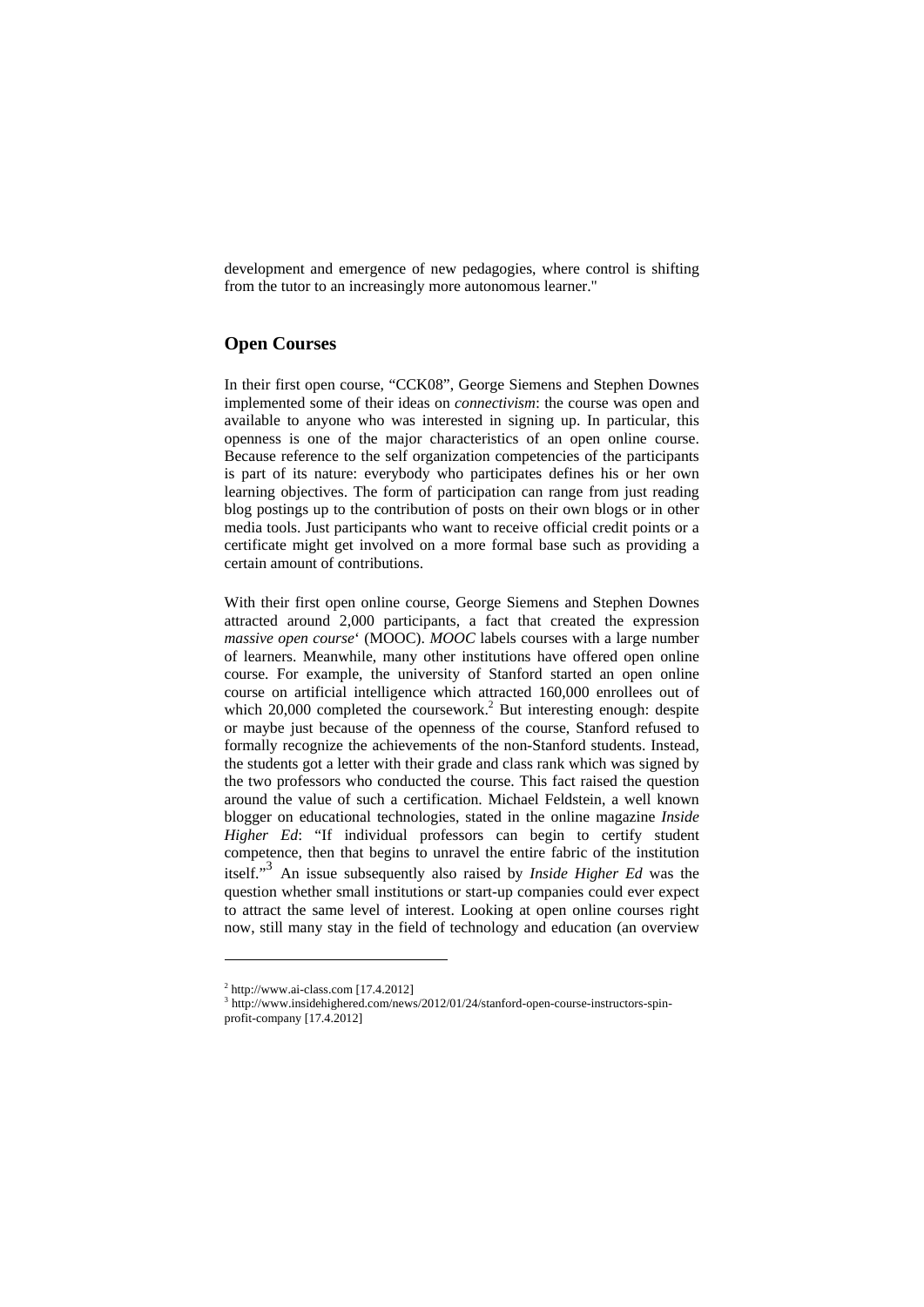development and emergence of new pedagogies, where control is shifting from the tutor to an increasingly more autonomous learner."

## Open Courses

In their first open course, "CCK08", George Siemens and Stephen Downes implemented some of their ideas on *connectivism*: the course was open and available to anyone who was interested in signing up. In particular, this openness is one of the major characteristics of an open online course. Because reference to the self organization competencies of the participants is part of its nature: everybody who participates defines his or her own learning objectives. The form of participation can range from just reading blog postings up to the contribution of posts on their own blogs or in other media tools. Just participants who want to receive official credit points or a certificate might get involved on a more formal base such as providing a certain amount of contributions.

With their first open online course, George Siemens and Stephen Downes attracted around 2,000 participants, a fact that created the expression *massive open course*' (MOOC). *MOOC* labels courses with a large number of learners. Meanwhile, many other institutions have offered open online course. For example, the university of Stanford started an open online course on artificial intelligence which attracted 160,000 enrollees out of which 20,000 completed the coursework.[2] But interesting enough: despite or maybe just because of the openness of the course, Stanford refused to formally recognize the achievements of the non-Stanford students. Instead, the students got a letter with their grade and class rank which was signed by the two professors who conducted the course. This fact raised the question around the value of such a certification. Michael Feldstein, a well known blogger on educational technologies, stated in the online magazine *Inside Higher Ed*: "If individual professors can begin to certify student competence, then that begins to unravel the entire fabric of the institution itself."[3] An issue subsequently also raised by *Inside Higher Ed* was the question whether small institutions or start-up companies could ever expect to attract the same level of interest. Looking at open online courses right now, still many stay in the field of technology and education (an overview

---

[2] http://www.ai-class.com [17.4.2012]

[3] http://www.insidehighered.com/news/2012/01/24/stanford-open-course-instructors-spin-profit-company [17.4.2012]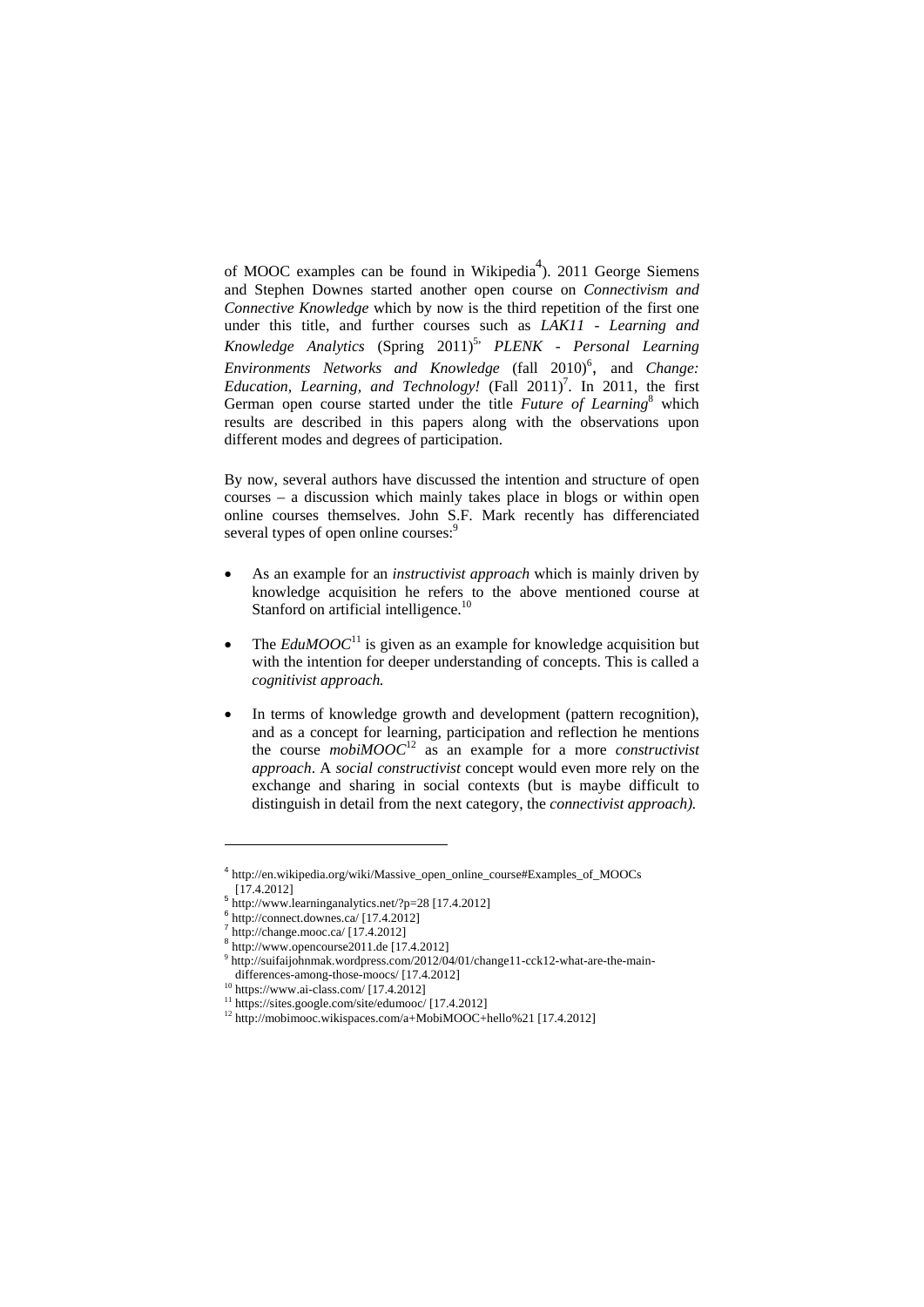of MOOC examples can be found in Wikipedia[4]). 2011 George Siemens and Stephen Downes started another open course on *Connectivism and Connective Knowledge* which by now is the third repetition of the first one under this title, and further courses such as *LAK11 - Learning and Knowledge Analytics* (Spring 2011)[5], *PLENK - Personal Learning Environments Networks and Knowledge* (fall 2010)[6], and *Change: Education, Learning, and Technology!* (Fall 2011)[7]. In 2011, the first German open course started under the title *Future of Learning*[8] which results are described in this papers along with the observations upon different modes and degrees of participation.

By now, several authors have discussed the intention and structure of open courses – a discussion which mainly takes place in blogs or within open online courses themselves. John S.F. Mark recently has differenciated several types of open online courses:[9]

- As an example for an *instructivist approach* which is mainly driven by knowledge acquisition he refers to the above mentioned course at Stanford on artificial intelligence.[10]
- The *EduMOOC*[11] is given as an example for knowledge acquisition but with the intention for deeper understanding of concepts. This is called a *cognitivist approach.*
- In terms of knowledge growth and development (pattern recognition), and as a concept for learning, participation and reflection he mentions the course *mobiMOOC*[12] as an example for a more *constructivist approach*. A *social constructivist* concept would even more rely on the exchange and sharing in social contexts (but is maybe difficult to distinguish in detail from the next category, the *connectivist approach).*

---

[4] http://en.wikipedia.org/wiki/Massive_open_online_course#Examples_of_MOOCs [17.4.2012]

[5] http://www.learninganalytics.net/?p=28 [17.4.2012]

[6] http://connect.downes.ca/ [17.4.2012]

[7] http://change.mooc.ca/ [17.4.2012]

[8] http://www.opencourse2011.de [17.4.2012]

[9] http://suifaijohnmak.wordpress.com/2012/04/01/change11-cck12-what-are-the-main-differences-among-those-moocs/ [17.4.2012]

[10] https://www.ai-class.com/ [17.4.2012]

[11] https://sites.google.com/site/edumooc/ [17.4.2012]

[12] http://mobimooc.wikispaces.com/a+MobiMOOC+hello%21 [17.4.2012]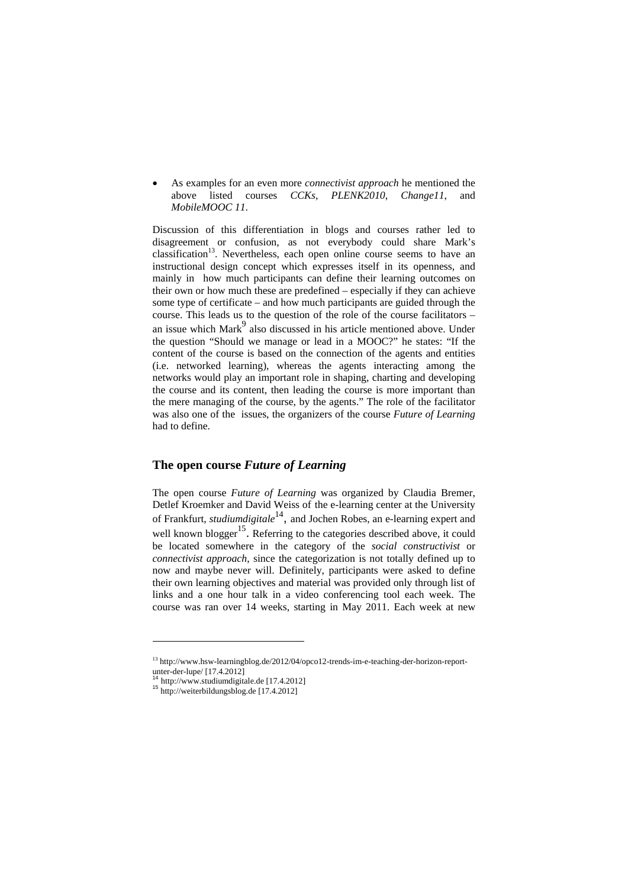- As examples for an even more *connectivist approach* he mentioned the above listed courses *CCKs*, *PLENK2010*, *Change11*, and *MobileMOOC 11*.

Discussion of this differentiation in blogs and courses rather led to disagreement or confusion, as not everybody could share Mark's classification[13]. Nevertheless, each open online course seems to have an instructional design concept which expresses itself in its openness, and mainly in how much participants can define their learning outcomes on their own or how much these are predefined – especially if they can achieve some type of certificate – and how much participants are guided through the course. This leads us to the question of the role of the course facilitators – an issue which Mark[9] also discussed in his article mentioned above. Under the question "Should we manage or lead in a MOOC?" he states: "If the content of the course is based on the connection of the agents and entities (i.e. networked learning), whereas the agents interacting among the networks would play an important role in shaping, charting and developing the course and its content, then leading the course is more important than the mere managing of the course, by the agents." The role of the facilitator was also one of the issues, the organizers of the course *Future of Learning* had to define.

## The open course *Future of Learning*

The open course *Future of Learning* was organized by Claudia Bremer, Detlef Kroemker and David Weiss of the e-learning center at the University of Frankfurt, *studiumdigitale*[14], and Jochen Robes, an e-learning expert and well known blogger[15]. Referring to the categories described above, it could be located somewhere in the category of the *social constructivist* or *connectivist approach*, since the categorization is not totally defined up to now and maybe never will. Definitely, participants were asked to define their own learning objectives and material was provided only through list of links and a one hour talk in a video conferencing tool each week. The course was ran over 14 weeks, starting in May 2011. Each week at new

[13] http://www.hsw-learningblog.de/2012/04/opco12-trends-im-e-teaching-der-horizon-report-unter-der-lupe/ [17.4.2012]

[14] http://www.studiumdigitale.de [17.4.2012]

[15] http://weiterbildungsblog.de [17.4.2012]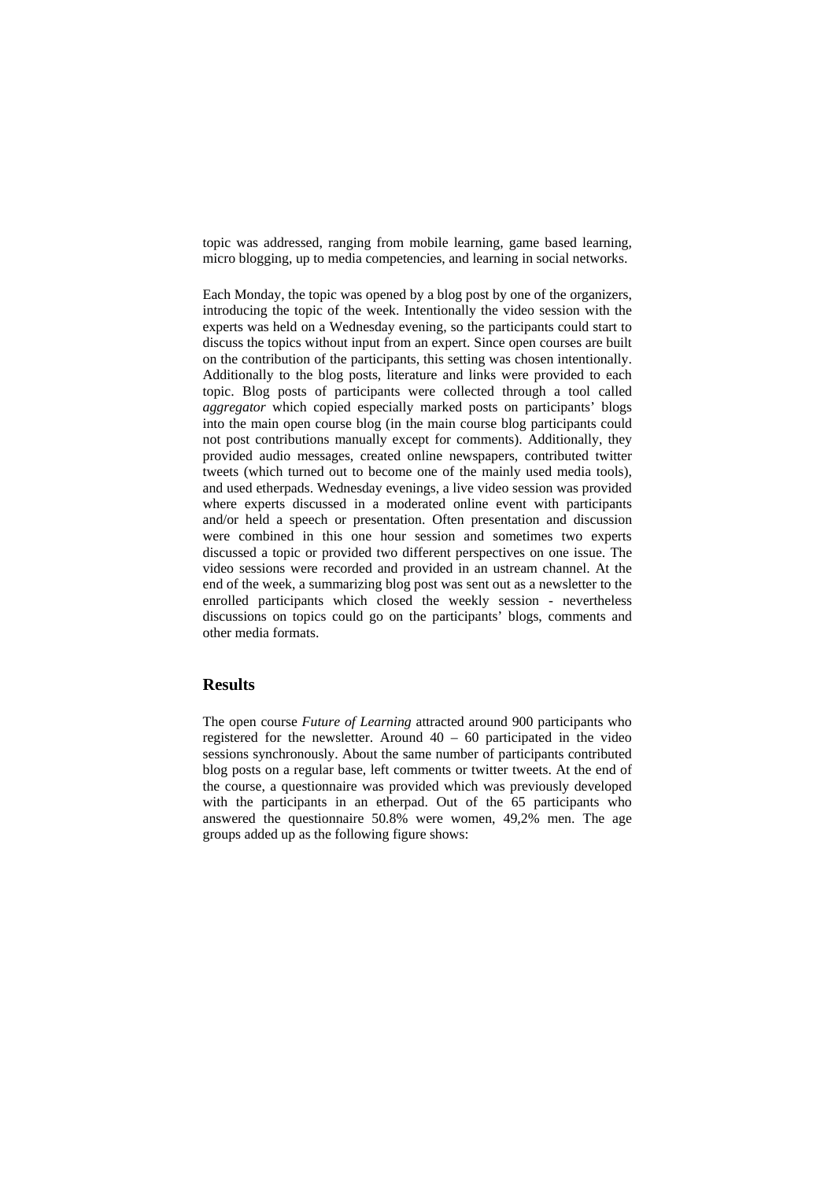topic was addressed, ranging from mobile learning, game based learning, micro blogging, up to media competencies, and learning in social networks.

Each Monday, the topic was opened by a blog post by one of the organizers, introducing the topic of the week. Intentionally the video session with the experts was held on a Wednesday evening, so the participants could start to discuss the topics without input from an expert. Since open courses are built on the contribution of the participants, this setting was chosen intentionally. Additionally to the blog posts, literature and links were provided to each topic. Blog posts of participants were collected through a tool called *aggregator* which copied especially marked posts on participants' blogs into the main open course blog (in the main course blog participants could not post contributions manually except for comments). Additionally, they provided audio messages, created online newspapers, contributed twitter tweets (which turned out to become one of the mainly used media tools), and used etherpads. Wednesday evenings, a live video session was provided where experts discussed in a moderated online event with participants and/or held a speech or presentation. Often presentation and discussion were combined in this one hour session and sometimes two experts discussed a topic or provided two different perspectives on one issue. The video sessions were recorded and provided in an ustream channel. At the end of the week, a summarizing blog post was sent out as a newsletter to the enrolled participants which closed the weekly session - nevertheless discussions on topics could go on the participants' blogs, comments and other media formats.

## Results

The open course *Future of Learning* attracted around 900 participants who registered for the newsletter. Around 40 – 60 participated in the video sessions synchronously. About the same number of participants contributed blog posts on a regular base, left comments or twitter tweets. At the end of the course, a questionnaire was provided which was previously developed with the participants in an etherpad. Out of the 65 participants who answered the questionnaire 50.8% were women, 49,2% men. The age groups added up as the following figure shows: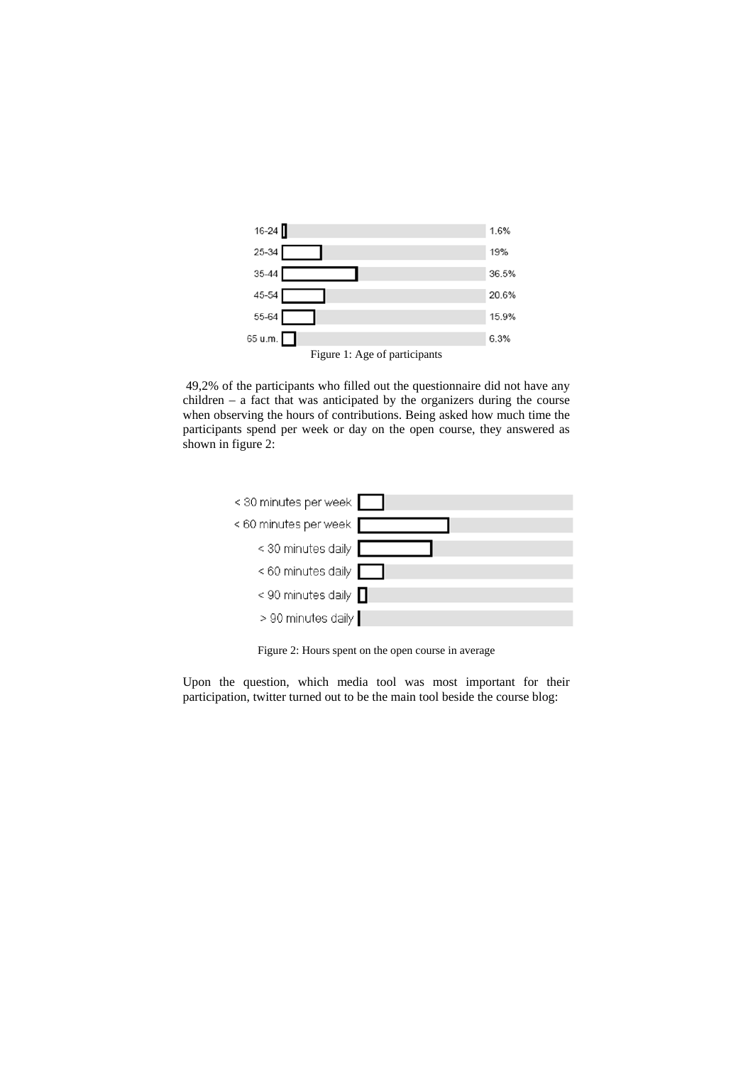| Age | Percentage |
|---|---|
| 16-24 | 1.6% |
| 25-34 | 19% |
| 35-44 | 36.5% |
| 45-54 | 20.6% |
| 55-64 | 15.9% |
| 65 u.m. | 6.3% |

Figure 1: Age of participants

49,2% of the participants who filled out the questionnaire did not have any children – a fact that was anticipated by the organizers during the course when observing the hours of contributions. Being asked how much time the participants spend per week or day on the open course, they answered as shown in figure 2:

| Time spent |
|---|
| < 30 minutes per week |
| < 60 minutes per week |
| < 30 minutes daily |
| < 60 minutes daily |
| < 90 minutes daily |
| > 90 minutes daily |

Figure 2: Hours spent on the open course in average

Upon the question, which media tool was most important for their participation, twitter turned out to be the main tool beside the course blog: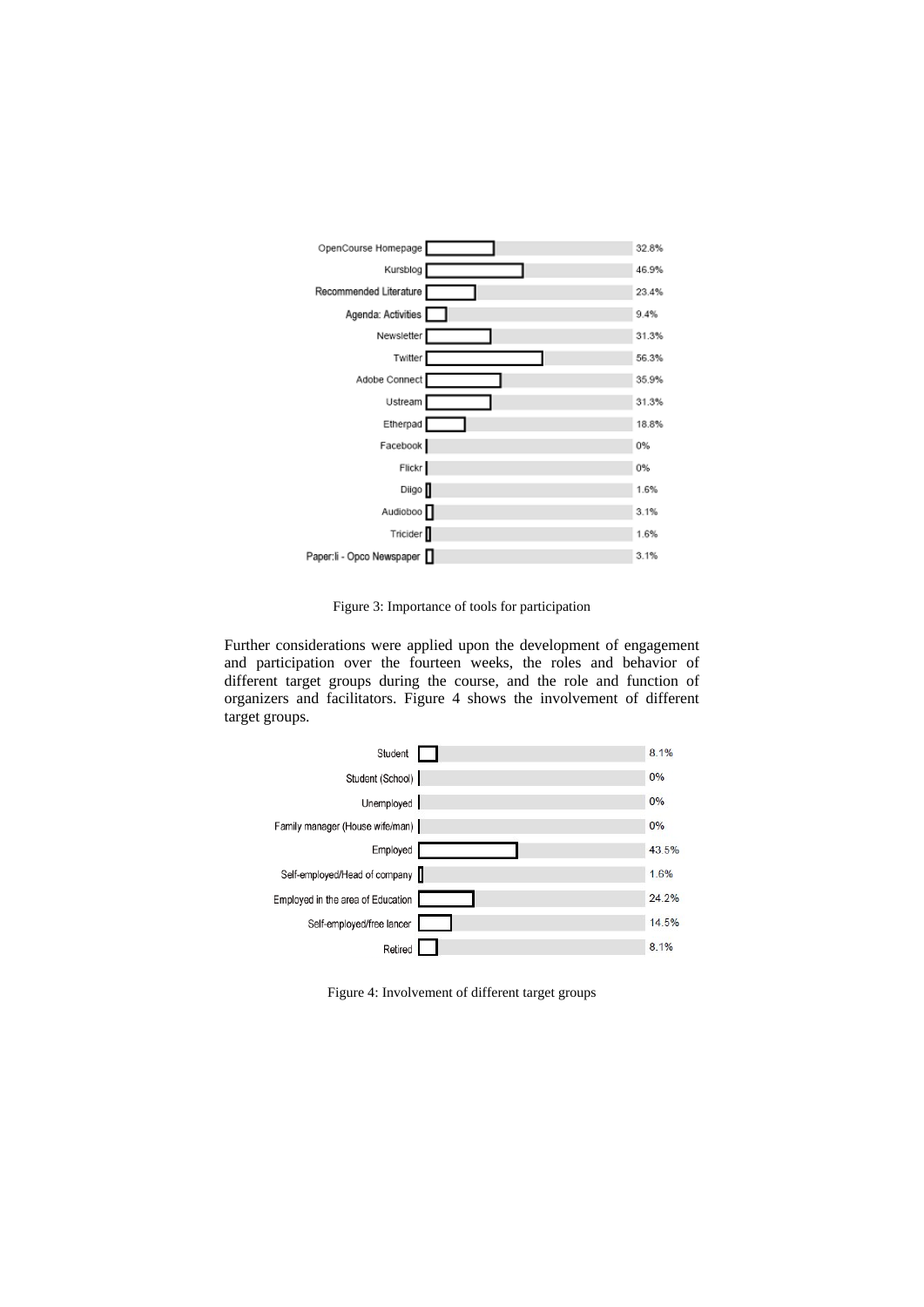| Tool | Percentage |
|---|---|
| OpenCourse Homepage | 32.8% |
| Kursblog | 46.9% |
| Recommended Literature | 23.4% |
| Agenda: Activities | 9.4% |
| Newsletter | 31.3% |
| Twitter | 56.3% |
| Adobe Connect | 35.9% |
| Ustream | 31.3% |
| Etherpad | 18.8% |
| Facebook | 0% |
| Flickr | 0% |
| Diigo | 1.6% |
| Audioboo | 3.1% |
| Tricider | 1.6% |
| Paper:li - Opco Newspaper | 3.1% |

Figure 3: Importance of tools for participation

Further considerations were applied upon the development of engagement and participation over the fourteen weeks, the roles and behavior of different target groups during the course, and the role and function of organizers and facilitators. Figure 4 shows the involvement of different target groups.

| Target group | Percentage |
|---|---|
| Student | 8.1% |
| Student (School) | 0% |
| Unemployed | 0% |
| Family manager (House wife/man) | 0% |
| Employed | 43.5% |
| Self-employed/Head of company | 1.6% |
| Employed in the area of Education | 24.2% |
| Self-employed/free lancer | 14.5% |
| Retired | 8.1% |

Figure 4: Involvement of different target groups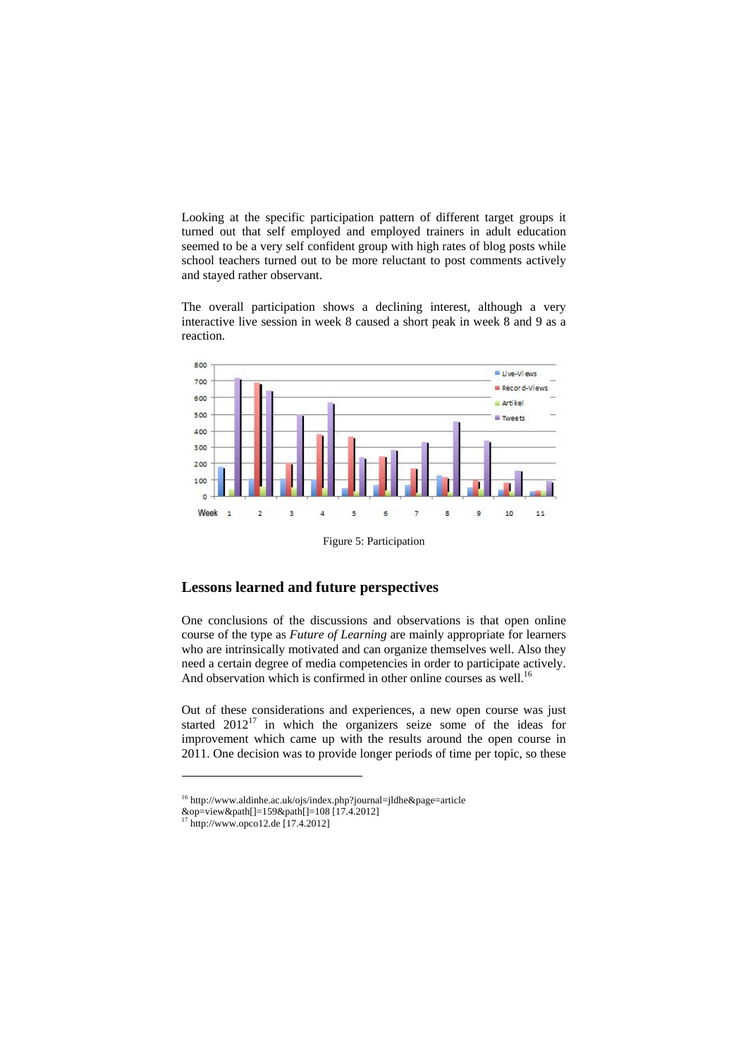Looking at the specific participation pattern of different target groups it turned out that self employed and employed trainers in adult education seemed to be a very self confident group with high rates of blog posts while school teachers turned out to be more reluctant to post comments actively and stayed rather observant.

The overall participation shows a declining interest, although a very interactive live session in week 8 caused a short peak in week 8 and 9 as a reaction.

Figure 5: Participation

## Lessons learned and future perspectives

One conclusions of the discussions and observations is that open online course of the type as *Future of Learning* are mainly appropriate for learners who are intrinsically motivated and can organize themselves well. Also they need a certain degree of media competencies in order to participate actively. And observation which is confirmed in other online courses as well.[16]

Out of these considerations and experiences, a new open course was just started 2012[17] in which the organizers seize some of the ideas for improvement which came up with the results around the open course in 2011. One decision was to provide longer periods of time per topic, so these

[16] http://www.aldinhe.ac.uk/ojs/index.php?journal=jldhe&page=article&op=view&path[]=159&path[]=108 [17.4.2012]

[17] http://www.opco12.de [17.4.2012]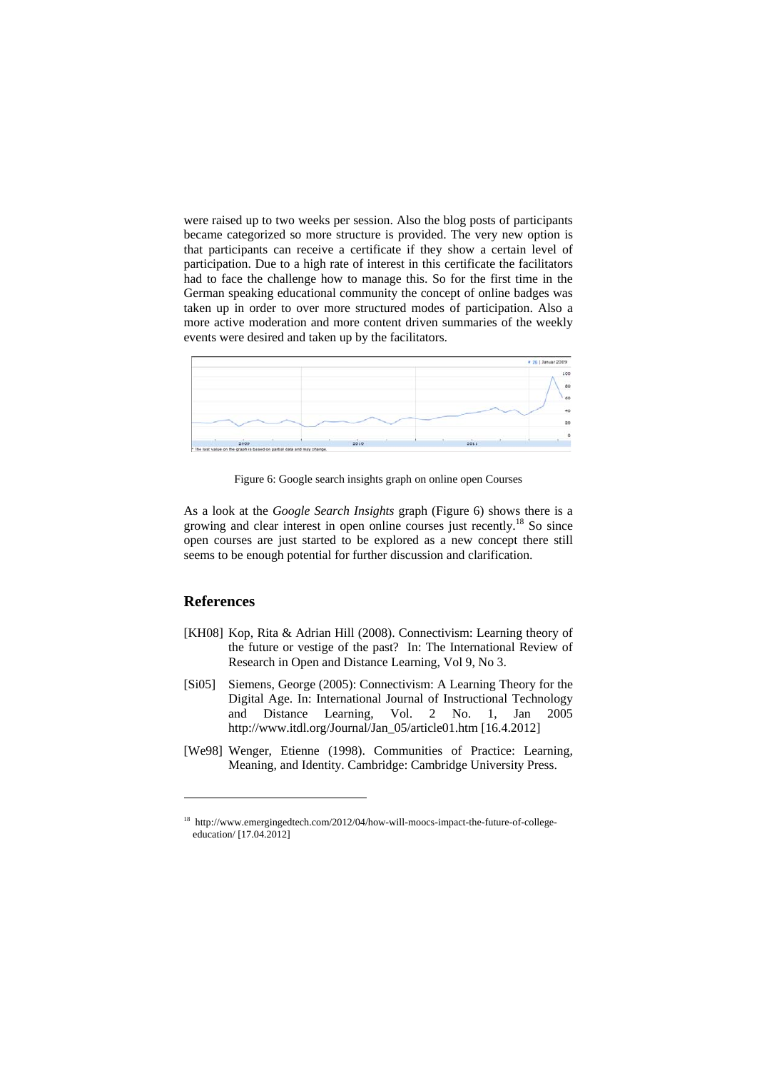were raised up to two weeks per session. Also the blog posts of participants became categorized so more structure is provided. The very new option is that participants can receive a certificate if they show a certain level of participation. Due to a high rate of interest in this certificate the facilitators had to face the challenge how to manage this. So for the first time in the German speaking educational community the concept of online badges was taken up in order to over more structured modes of participation. Also a more active moderation and more content driven summaries of the weekly events were desired and taken up by the facilitators.

26 | Januar 2009
100
80
60
40
20
0
2009
2010
2011
* The last value on the graph is based on partial data and may change.

Figure 6: Google search insights graph on online open Courses

As a look at the *Google Search Insights* graph (Figure 6) shows there is a growing and clear interest in open online courses just recently.[18] So since open courses are just started to be explored as a new concept there still seems to be enough potential for further discussion and clarification.

## References

[KH08] Kop, Rita & Adrian Hill (2008). Connectivism: Learning theory of the future or vestige of the past? In: The International Review of Research in Open and Distance Learning, Vol 9, No 3.

[Si05] Siemens, George (2005): Connectivism: A Learning Theory for the Digital Age. In: International Journal of Instructional Technology and Distance Learning, Vol. 2 No. 1, Jan 2005 http://www.itdl.org/Journal/Jan_05/article01.htm [16.4.2012]

[We98] Wenger, Etienne (1998). Communities of Practice: Learning, Meaning, and Identity. Cambridge: Cambridge University Press.

---

[18] http://www.emergingedtech.com/2012/04/how-will-moocs-impact-the-future-of-college-education/ [17.04.2012]